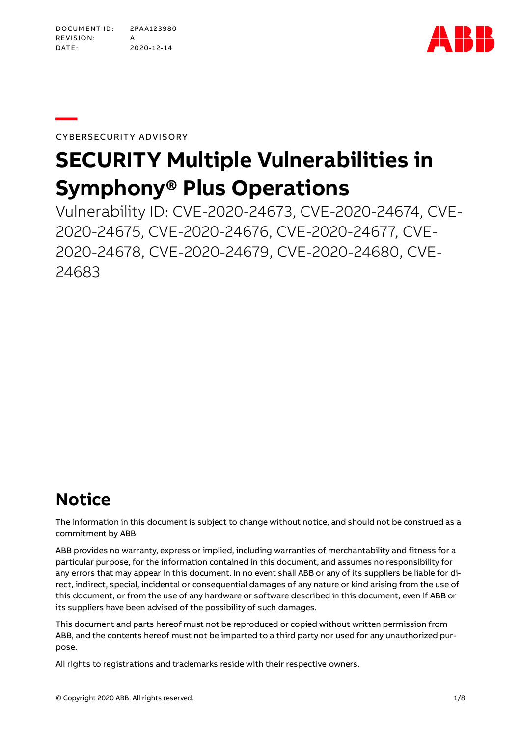DOCUMENT ID: 2PAA123980
REVISION: A
DATE: 2020-12-14

CYBERSECURITY ADVISORY

# SECURITY Multiple Vulnerabilities in Symphony® Plus Operations

Vulnerability ID: CVE-2020-24673, CVE-2020-24674, CVE-2020-24675, CVE-2020-24676, CVE-2020-24677, CVE-2020-24678, CVE-2020-24679, CVE-2020-24680, CVE-24683

## Notice

The information in this document is subject to change without notice, and should not be construed as a commitment by ABB.

ABB provides no warranty, express or implied, including warranties of merchantability and fitness for a particular purpose, for the information contained in this document, and assumes no responsibility for any errors that may appear in this document. In no event shall ABB or any of its suppliers be liable for direct, indirect, special, incidental or consequential damages of any nature or kind arising from the use of this document, or from the use of any hardware or software described in this document, even if ABB or its suppliers have been advised of the possibility of such damages.

This document and parts hereof must not be reproduced or copied without written permission from ABB, and the contents hereof must not be imparted to a third party nor used for any unauthorized purpose.

All rights to registrations and trademarks reside with their respective owners.

© Copyright 2020 ABB. All rights reserved.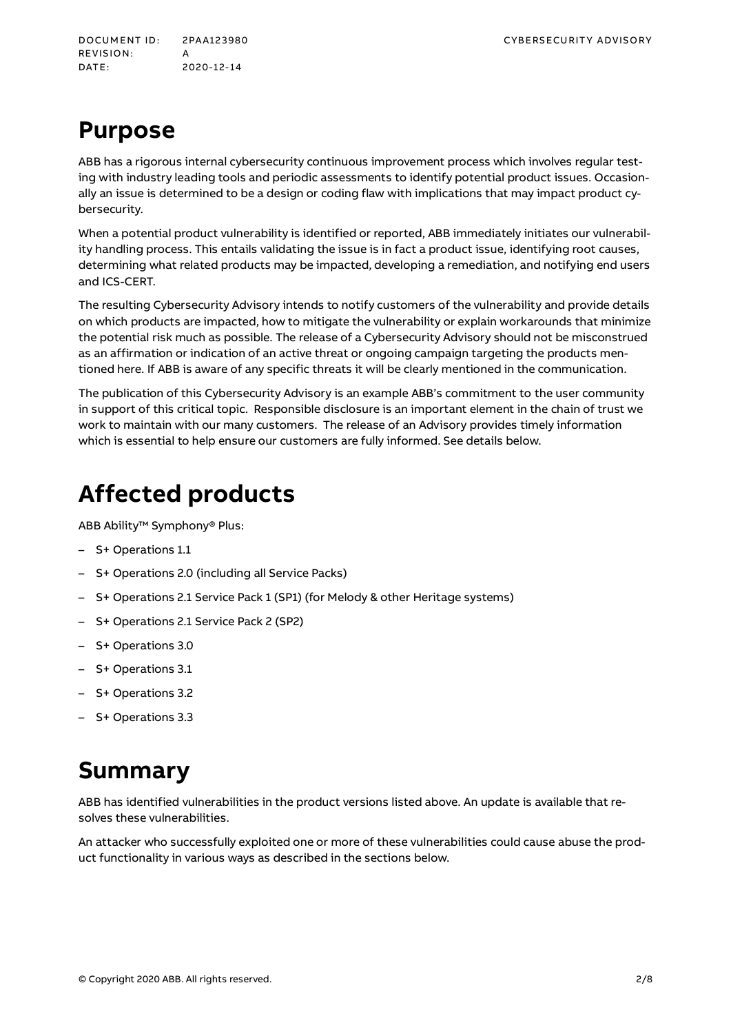# Purpose

ABB has a rigorous internal cybersecurity continuous improvement process which involves regular testing with industry leading tools and periodic assessments to identify potential product issues. Occasionally an issue is determined to be a design or coding flaw with implications that may impact product cybersecurity.

When a potential product vulnerability is identified or reported, ABB immediately initiates our vulnerability handling process. This entails validating the issue is in fact a product issue, identifying root causes, determining what related products may be impacted, developing a remediation, and notifying end users and ICS-CERT.

The resulting Cybersecurity Advisory intends to notify customers of the vulnerability and provide details on which products are impacted, how to mitigate the vulnerability or explain workarounds that minimize the potential risk much as possible. The release of a Cybersecurity Advisory should not be misconstrued as an affirmation or indication of an active threat or ongoing campaign targeting the products mentioned here. If ABB is aware of any specific threats it will be clearly mentioned in the communication.

The publication of this Cybersecurity Advisory is an example ABB's commitment to the user community in support of this critical topic. Responsible disclosure is an important element in the chain of trust we work to maintain with our many customers. The release of an Advisory provides timely information which is essential to help ensure our customers are fully informed. See details below.

# Affected products

ABB Ability™ Symphony® Plus:

- S+ Operations 1.1
- S+ Operations 2.0 (including all Service Packs)
- S+ Operations 2.1 Service Pack 1 (SP1) (for Melody & other Heritage systems)
- S+ Operations 2.1 Service Pack 2 (SP2)
- S+ Operations 3.0
- S+ Operations 3.1
- S+ Operations 3.2
- S+ Operations 3.3

# Summary

ABB has identified vulnerabilities in the product versions listed above. An update is available that resolves these vulnerabilities.

An attacker who successfully exploited one or more of these vulnerabilities could cause abuse the product functionality in various ways as described in the sections below.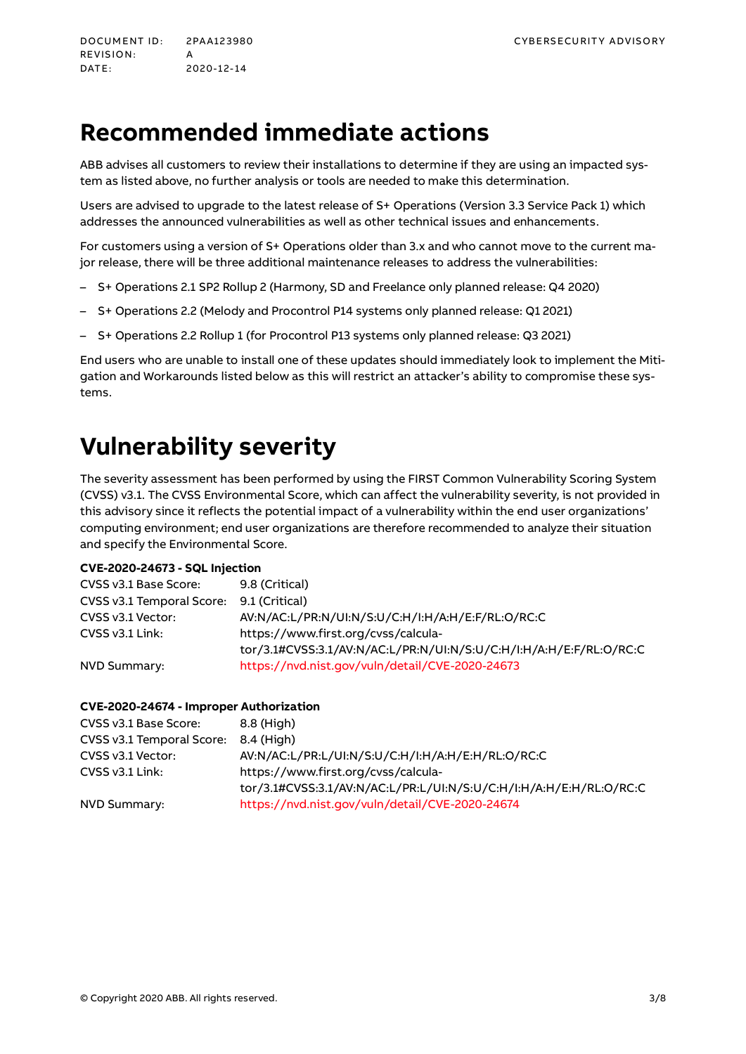# Recommended immediate actions

ABB advises all customers to review their installations to determine if they are using an impacted system as listed above, no further analysis or tools are needed to make this determination.

Users are advised to upgrade to the latest release of S+ Operations (Version 3.3 Service Pack 1) which addresses the announced vulnerabilities as well as other technical issues and enhancements.

For customers using a version of S+ Operations older than 3.x and who cannot move to the current major release, there will be three additional maintenance releases to address the vulnerabilities:

- S+ Operations 2.1 SP2 Rollup 2 (Harmony, SD and Freelance only planned release: Q4 2020)
- S+ Operations 2.2 (Melody and Procontrol P14 systems only planned release: Q1 2021)
- S+ Operations 2.2 Rollup 1 (for Procontrol P13 systems only planned release: Q3 2021)

End users who are unable to install one of these updates should immediately look to implement the Mitigation and Workarounds listed below as this will restrict an attacker's ability to compromise these systems.

# Vulnerability severity

The severity assessment has been performed by using the FIRST Common Vulnerability Scoring System (CVSS) v3.1. The CVSS Environmental Score, which can affect the vulnerability severity, is not provided in this advisory since it reflects the potential impact of a vulnerability within the end user organizations' computing environment; end user organizations are therefore recommended to analyze their situation and specify the Environmental Score.

**CVE-2020-24673 - SQL Injection**

| | |
|---|---|
| CVSS v3.1 Base Score: | 9.8 (Critical) |
| CVSS v3.1 Temporal Score: | 9.1 (Critical) |
| CVSS v3.1 Vector: | AV:N/AC:L/PR:N/UI:N/S:U/C:H/I:H/A:H/E:F/RL:O/RC:C |
| CVSS v3.1 Link: | https://www.first.org/cvss/calculator/3.1#CVSS:3.1/AV:N/AC:L/PR:N/UI:N/S:U/C:H/I:H/A:H/E:F/RL:O/RC:C |
| NVD Summary: | https://nvd.nist.gov/vuln/detail/CVE-2020-24673 |

**CVE-2020-24674 - Improper Authorization**

| | |
|---|---|
| CVSS v3.1 Base Score: | 8.8 (High) |
| CVSS v3.1 Temporal Score: | 8.4 (High) |
| CVSS v3.1 Vector: | AV:N/AC:L/PR:L/UI:N/S:U/C:H/I:H/A:H/E:H/RL:O/RC:C |
| CVSS v3.1 Link: | https://www.first.org/cvss/calculator/3.1#CVSS:3.1/AV:N/AC:L/PR:L/UI:N/S:U/C:H/I:H/A:H/E:H/RL:O/RC:C |
| NVD Summary: | https://nvd.nist.gov/vuln/detail/CVE-2020-24674 |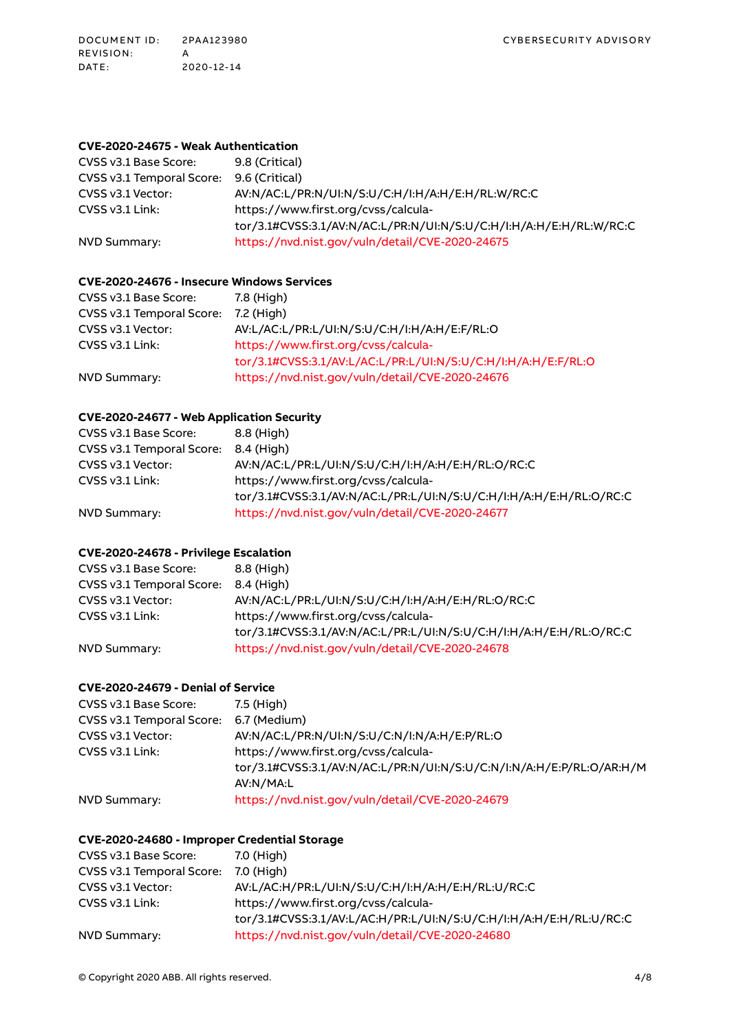#### CVE-2020-24675 - Weak Authentication

CVSS v3.1 Base Score: 9.8 (Critical)
CVSS v3.1 Temporal Score: 9.6 (Critical)
CVSS v3.1 Vector: AV:N/AC:L/PR:N/UI:N/S:U/C:H/I:H/A:H/E:H/RL:W/RC:C
CVSS v3.1 Link: https://www.first.org/cvss/calculator/3.1#CVSS:3.1/AV:N/AC:L/PR:N/UI:N/S:U/C:H/I:H/A:H/E:H/RL:W/RC:C
NVD Summary: https://nvd.nist.gov/vuln/detail/CVE-2020-24675

#### CVE-2020-24676 - Insecure Windows Services

CVSS v3.1 Base Score: 7.8 (High)
CVSS v3.1 Temporal Score: 7.2 (High)
CVSS v3.1 Vector: AV:L/AC:L/PR:L/UI:N/S:U/C:H/I:H/A:H/E:F/RL:O
CVSS v3.1 Link: https://www.first.org/cvss/calculator/3.1#CVSS:3.1/AV:L/AC:L/PR:L/UI:N/S:U/C:H/I:H/A:H/E:F/RL:O
NVD Summary: https://nvd.nist.gov/vuln/detail/CVE-2020-24676

#### CVE-2020-24677 - Web Application Security

CVSS v3.1 Base Score: 8.8 (High)
CVSS v3.1 Temporal Score: 8.4 (High)
CVSS v3.1 Vector: AV:N/AC:L/PR:L/UI:N/S:U/C:H/I:H/A:H/E:H/RL:O/RC:C
CVSS v3.1 Link: https://www.first.org/cvss/calculator/3.1#CVSS:3.1/AV:N/AC:L/PR:L/UI:N/S:U/C:H/I:H/A:H/E:H/RL:O/RC:C
NVD Summary: https://nvd.nist.gov/vuln/detail/CVE-2020-24677

#### CVE-2020-24678 - Privilege Escalation

CVSS v3.1 Base Score: 8.8 (High)
CVSS v3.1 Temporal Score: 8.4 (High)
CVSS v3.1 Vector: AV:N/AC:L/PR:L/UI:N/S:U/C:H/I:H/A:H/E:H/RL:O/RC:C
CVSS v3.1 Link: https://www.first.org/cvss/calculator/3.1#CVSS:3.1/AV:N/AC:L/PR:L/UI:N/S:U/C:H/I:H/A:H/E:H/RL:O/RC:C
NVD Summary: https://nvd.nist.gov/vuln/detail/CVE-2020-24678

#### CVE-2020-24679 - Denial of Service

CVSS v3.1 Base Score: 7.5 (High)
CVSS v3.1 Temporal Score: 6.7 (Medium)
CVSS v3.1 Vector: AV:N/AC:L/PR:N/UI:N/S:U/C:N/I:N/A:H/E:P/RL:O
CVSS v3.1 Link: https://www.first.org/cvss/calculator/3.1#CVSS:3.1/AV:N/AC:L/PR:N/UI:N/S:U/C:N/I:N/A:H/E:P/RL:O/AR:H/MAV:N/MA:L
NVD Summary: https://nvd.nist.gov/vuln/detail/CVE-2020-24679

#### CVE-2020-24680 - Improper Credential Storage

CVSS v3.1 Base Score: 7.0 (High)
CVSS v3.1 Temporal Score: 7.0 (High)
CVSS v3.1 Vector: AV:L/AC:H/PR:L/UI:N/S:U/C:H/I:H/A:H/E:H/RL:U/RC:C
CVSS v3.1 Link: https://www.first.org/cvss/calculator/3.1#CVSS:3.1/AV:L/AC:H/PR:L/UI:N/S:U/C:H/I:H/A:H/E:H/RL:U/RC:C
NVD Summary: https://nvd.nist.gov/vuln/detail/CVE-2020-24680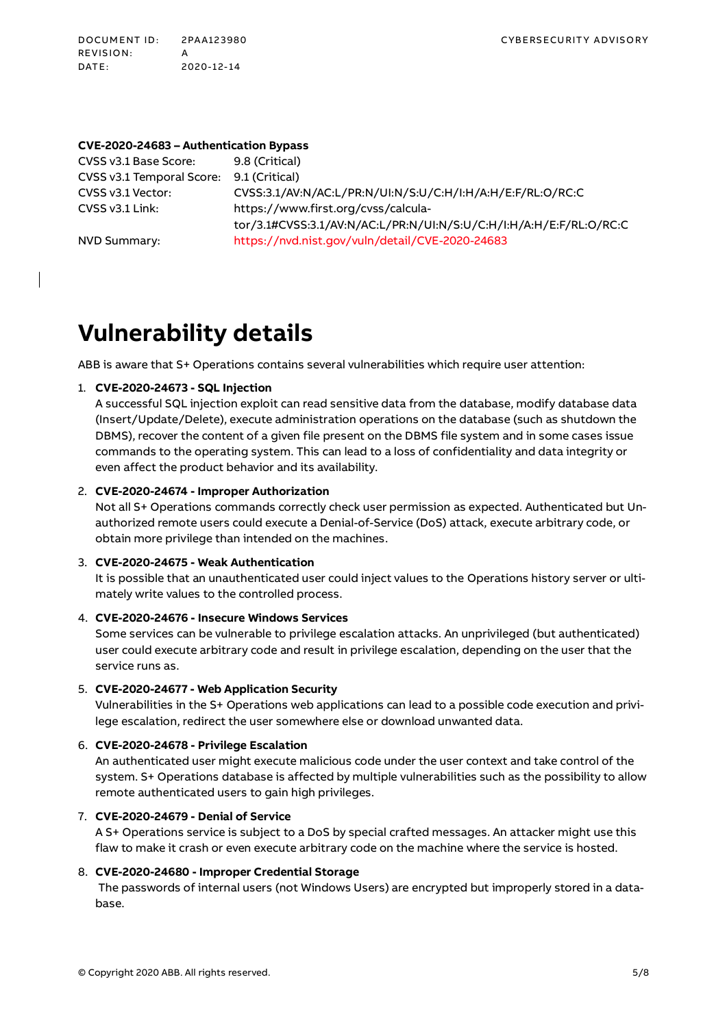**CVE-2020-24683 – Authentication Bypass**

| | |
|---|---|
| CVSS v3.1 Base Score: | 9.8 (Critical) |
| CVSS v3.1 Temporal Score: | 9.1 (Critical) |
| CVSS v3.1 Vector: | CVSS:3.1/AV:N/AC:L/PR:N/UI:N/S:U/C:H/I:H/A:H/E:F/RL:O/RC:C |
| CVSS v3.1 Link: | https://www.first.org/cvss/calculator/3.1#CVSS:3.1/AV:N/AC:L/PR:N/UI:N/S:U/C:H/I:H/A:H/E:F/RL:O/RC:C |
| NVD Summary: | https://nvd.nist.gov/vuln/detail/CVE-2020-24683 |

# Vulnerability details

ABB is aware that S+ Operations contains several vulnerabilities which require user attention:

1. **CVE-2020-24673 - SQL Injection**
   A successful SQL injection exploit can read sensitive data from the database, modify database data (Insert/Update/Delete), execute administration operations on the database (such as shutdown the DBMS), recover the content of a given file present on the DBMS file system and in some cases issue commands to the operating system. This can lead to a loss of confidentiality and data integrity or even affect the product behavior and its availability.

2. **CVE-2020-24674 - Improper Authorization**
   Not all S+ Operations commands correctly check user permission as expected. Authenticated but Unauthorized remote users could execute a Denial-of-Service (DoS) attack, execute arbitrary code, or obtain more privilege than intended on the machines.

3. **CVE-2020-24675 - Weak Authentication**
   It is possible that an unauthenticated user could inject values to the Operations history server or ultimately write values to the controlled process.

4. **CVE-2020-24676 - Insecure Windows Services**
   Some services can be vulnerable to privilege escalation attacks. An unprivileged (but authenticated) user could execute arbitrary code and result in privilege escalation, depending on the user that the service runs as.

5. **CVE-2020-24677 - Web Application Security**
   Vulnerabilities in the S+ Operations web applications can lead to a possible code execution and privilege escalation, redirect the user somewhere else or download unwanted data.

6. **CVE-2020-24678 - Privilege Escalation**
   An authenticated user might execute malicious code under the user context and take control of the system. S+ Operations database is affected by multiple vulnerabilities such as the possibility to allow remote authenticated users to gain high privileges.

7. **CVE-2020-24679 - Denial of Service**
   A S+ Operations service is subject to a DoS by special crafted messages. An attacker might use this flaw to make it crash or even execute arbitrary code on the machine where the service is hosted.

8. **CVE-2020-24680 - Improper Credential Storage**
   The passwords of internal users (not Windows Users) are encrypted but improperly stored in a database.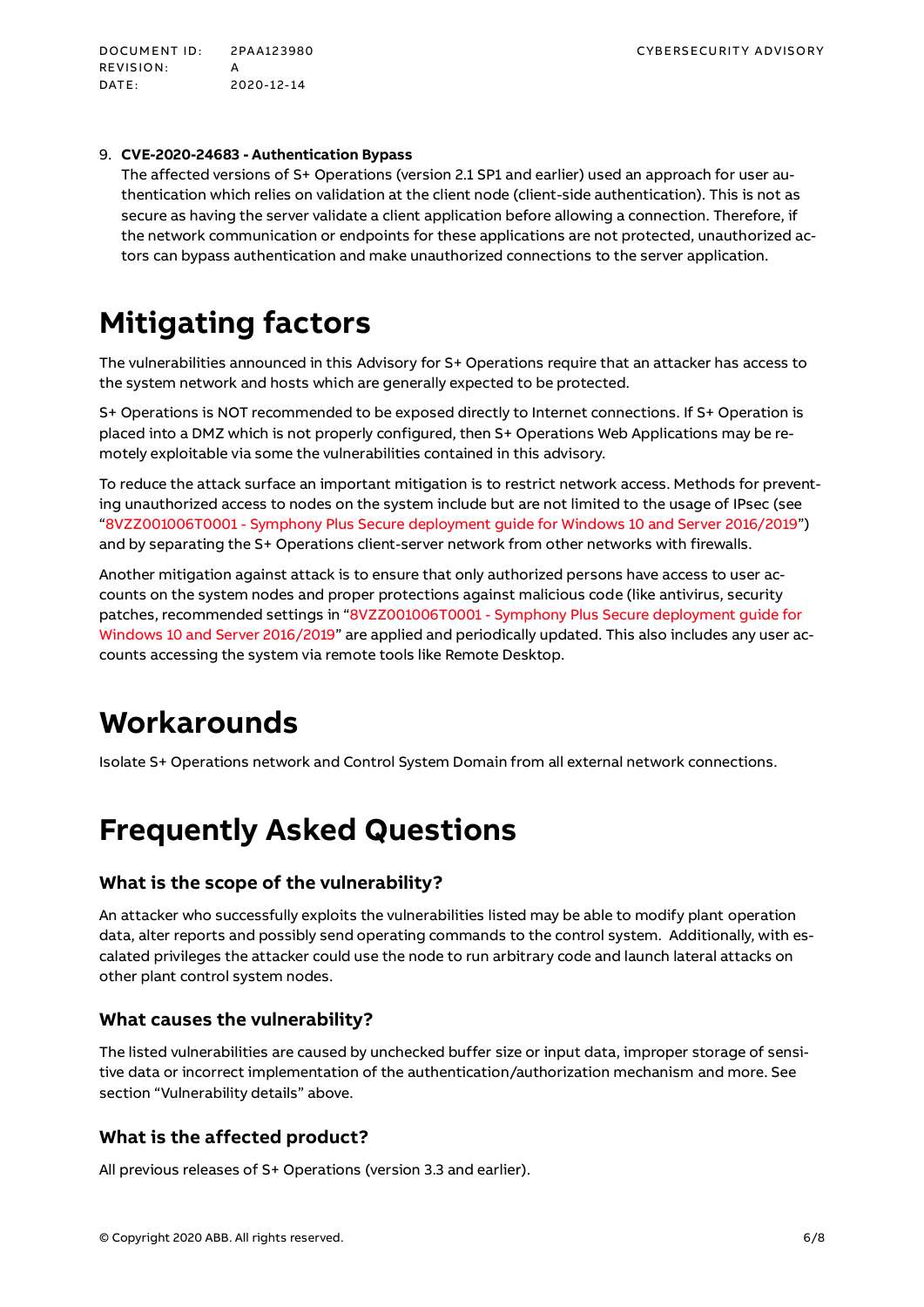9. **CVE-2020-24683 - Authentication Bypass**
   The affected versions of S+ Operations (version 2.1 SP1 and earlier) used an approach for user authentication which relies on validation at the client node (client-side authentication). This is not as secure as having the server validate a client application before allowing a connection. Therefore, if the network communication or endpoints for these applications are not protected, unauthorized actors can bypass authentication and make unauthorized connections to the server application.

# Mitigating factors

The vulnerabilities announced in this Advisory for S+ Operations require that an attacker has access to the system network and hosts which are generally expected to be protected.

S+ Operations is NOT recommended to be exposed directly to Internet connections. If S+ Operation is placed into a DMZ which is not properly configured, then S+ Operations Web Applications may be remotely exploitable via some the vulnerabilities contained in this advisory.

To reduce the attack surface an important mitigation is to restrict network access. Methods for preventing unauthorized access to nodes on the system include but are not limited to the usage of IPsec (see "8VZZ001006T0001 - Symphony Plus Secure deployment guide for Windows 10 and Server 2016/2019") and by separating the S+ Operations client-server network from other networks with firewalls.

Another mitigation against attack is to ensure that only authorized persons have access to user accounts on the system nodes and proper protections against malicious code (like antivirus, security patches, recommended settings in "8VZZ001006T0001 - Symphony Plus Secure deployment guide for Windows 10 and Server 2016/2019" are applied and periodically updated. This also includes any user accounts accessing the system via remote tools like Remote Desktop.

# Workarounds

Isolate S+ Operations network and Control System Domain from all external network connections.

# Frequently Asked Questions

## What is the scope of the vulnerability?

An attacker who successfully exploits the vulnerabilities listed may be able to modify plant operation data, alter reports and possibly send operating commands to the control system. Additionally, with escalated privileges the attacker could use the node to run arbitrary code and launch lateral attacks on other plant control system nodes.

## What causes the vulnerability?

The listed vulnerabilities are caused by unchecked buffer size or input data, improper storage of sensitive data or incorrect implementation of the authentication/authorization mechanism and more. See section "Vulnerability details" above.

## What is the affected product?

All previous releases of S+ Operations (version 3.3 and earlier).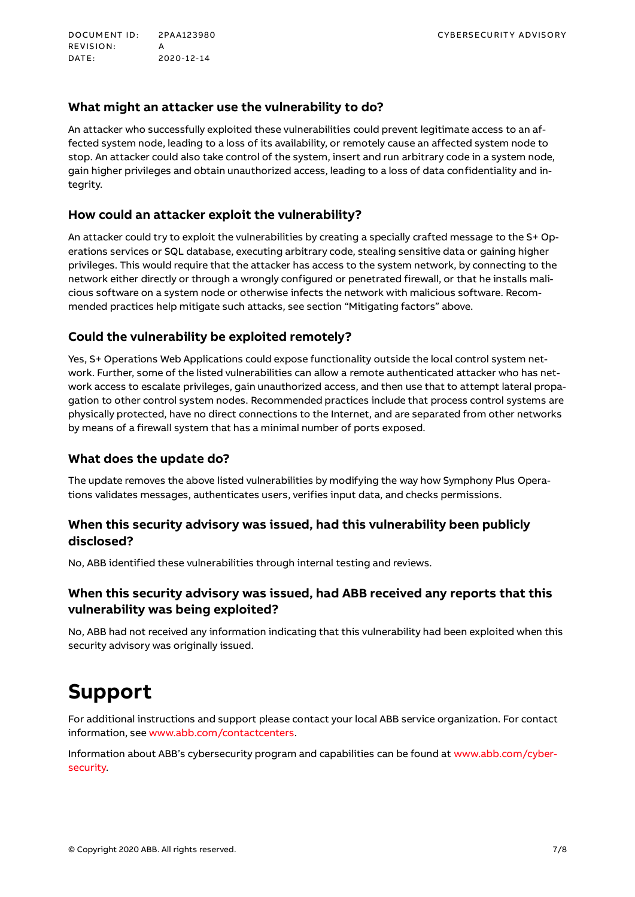### What might an attacker use the vulnerability to do?

An attacker who successfully exploited these vulnerabilities could prevent legitimate access to an affected system node, leading to a loss of its availability, or remotely cause an affected system node to stop. An attacker could also take control of the system, insert and run arbitrary code in a system node, gain higher privileges and obtain unauthorized access, leading to a loss of data confidentiality and integrity.

### How could an attacker exploit the vulnerability?

An attacker could try to exploit the vulnerabilities by creating a specially crafted message to the S+ Operations services or SQL database, executing arbitrary code, stealing sensitive data or gaining higher privileges. This would require that the attacker has access to the system network, by connecting to the network either directly or through a wrongly configured or penetrated firewall, or that he installs malicious software on a system node or otherwise infects the network with malicious software. Recommended practices help mitigate such attacks, see section "Mitigating factors" above.

### Could the vulnerability be exploited remotely?

Yes, S+ Operations Web Applications could expose functionality outside the local control system network. Further, some of the listed vulnerabilities can allow a remote authenticated attacker who has network access to escalate privileges, gain unauthorized access, and then use that to attempt lateral propagation to other control system nodes. Recommended practices include that process control systems are physically protected, have no direct connections to the Internet, and are separated from other networks by means of a firewall system that has a minimal number of ports exposed.

### What does the update do?

The update removes the above listed vulnerabilities by modifying the way how Symphony Plus Operations validates messages, authenticates users, verifies input data, and checks permissions.

### When this security advisory was issued, had this vulnerability been publicly disclosed?

No, ABB identified these vulnerabilities through internal testing and reviews.

### When this security advisory was issued, had ABB received any reports that this vulnerability was being exploited?

No, ABB had not received any information indicating that this vulnerability had been exploited when this security advisory was originally issued.

# Support

For additional instructions and support please contact your local ABB service organization. For contact information, see www.abb.com/contactcenters.

Information about ABB's cybersecurity program and capabilities can be found at www.abb.com/cybersecurity.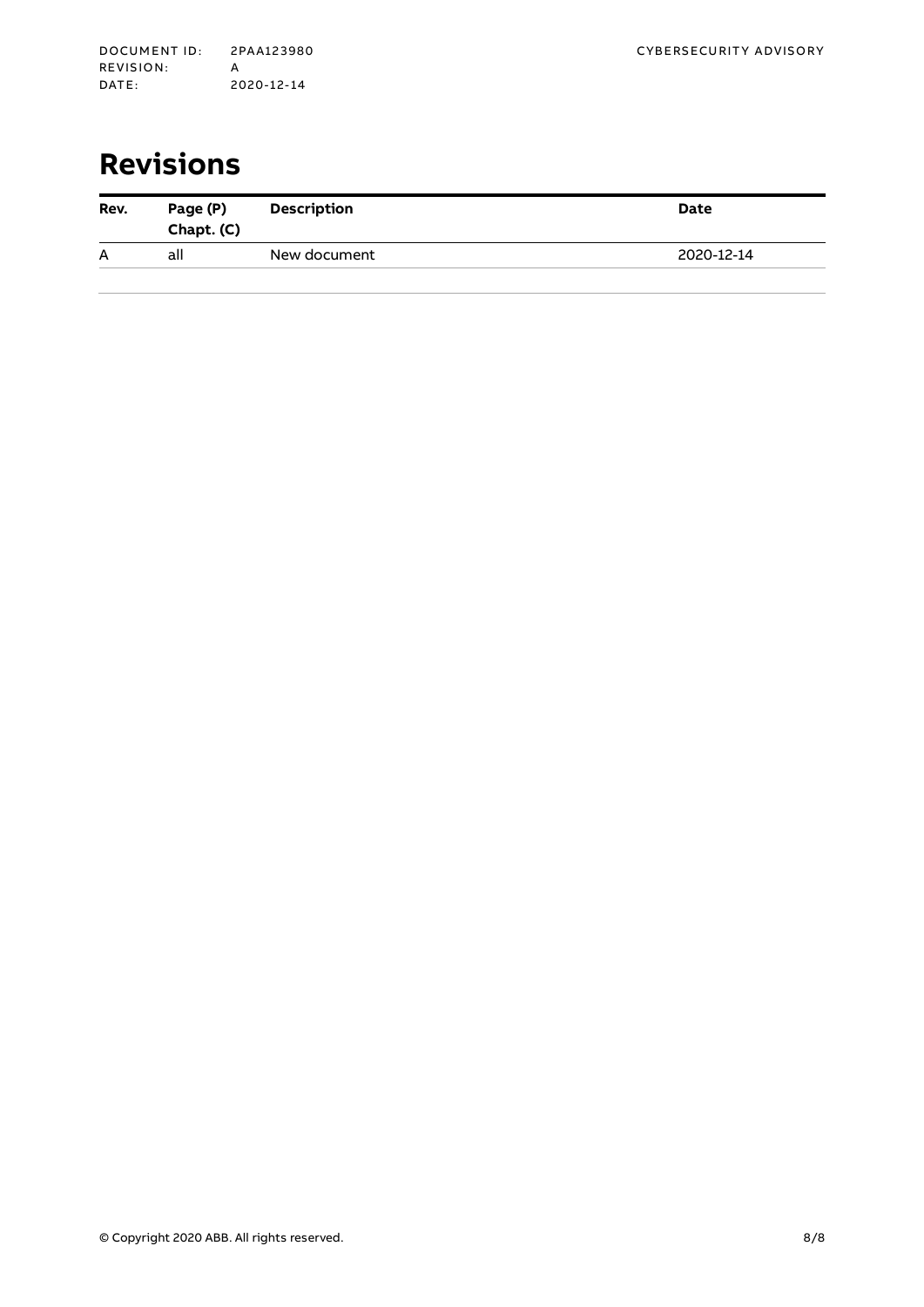# Revisions

| Rev. | Page (P) Chapt. (C) | Description | Date |
|---|---|---|---|
| A | all | New document | 2020-12-14 |